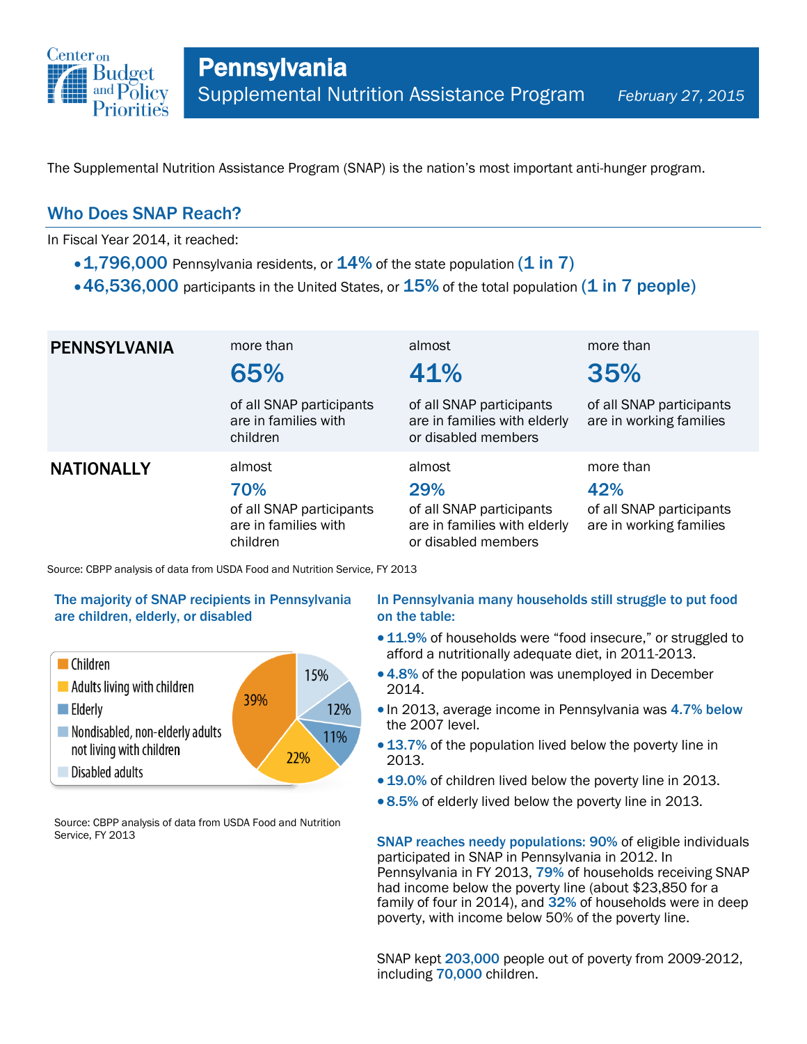Center on Budget and Policy Priorities

# Pennsylvania

## Supplemental Nutrition Assistance Program

*February 27, 2015*

The Supplemental Nutrition Assistance Program (SNAP) is the nation's most important anti-hunger program.

## Who Does SNAP Reach?

In Fiscal Year 2014, it reached:

- **1,796,000** Pennsylvania residents, or **14%** of the state population **(1 in 7)**
- **46,536,000** participants in the United States, or **15%** of the total population **(1 in 7 people)**

| | | | |
|---|---|---|---|
| **PENNSYLVANIA** | more than **65%** of all SNAP participants are in families with children | almost **41%** of all SNAP participants are in families with elderly or disabled members | more than **35%** of all SNAP participants are in working families |
| **NATIONALLY** | almost **70%** of all SNAP participants are in families with children | almost **29%** of all SNAP participants are in families with elderly or disabled members | more than **42%** of all SNAP participants are in working families |

Source: CBPP analysis of data from USDA Food and Nutrition Service, FY 2013

### The majority of SNAP recipients in Pennsylvania are children, elderly, or disabled

| Category | Share |
|---|---|
| Children | 39% |
| Adults living with children | 22% |
| Elderly | 11% |
| Nondisabled, non-elderly adults not living with children | 12% |
| Disabled adults | 15% |

Source: CBPP analysis of data from USDA Food and Nutrition Service, FY 2013

### In Pennsylvania many households still struggle to put food on the table:

- **11.9%** of households were "food insecure," or struggled to afford a nutritionally adequate diet, in 2011-2013.
- **4.8%** of the population was unemployed in December 2014.
- In 2013, average income in Pennsylvania was **4.7% below** the 2007 level.
- **13.7%** of the population lived below the poverty line in 2013.
- **19.0%** of children lived below the poverty line in 2013.
- **8.5%** of elderly lived below the poverty line in 2013.

**SNAP reaches needy populations: 90%** of eligible individuals participated in SNAP in Pennsylvania in 2012. In Pennsylvania in FY 2013, **79%** of households receiving SNAP had income below the poverty line (about $23,850 for a family of four in 2014), and **32%** of households were in deep poverty, with income below 50% of the poverty line.

SNAP kept **203,000** people out of poverty from 2009-2012, including **70,000** children.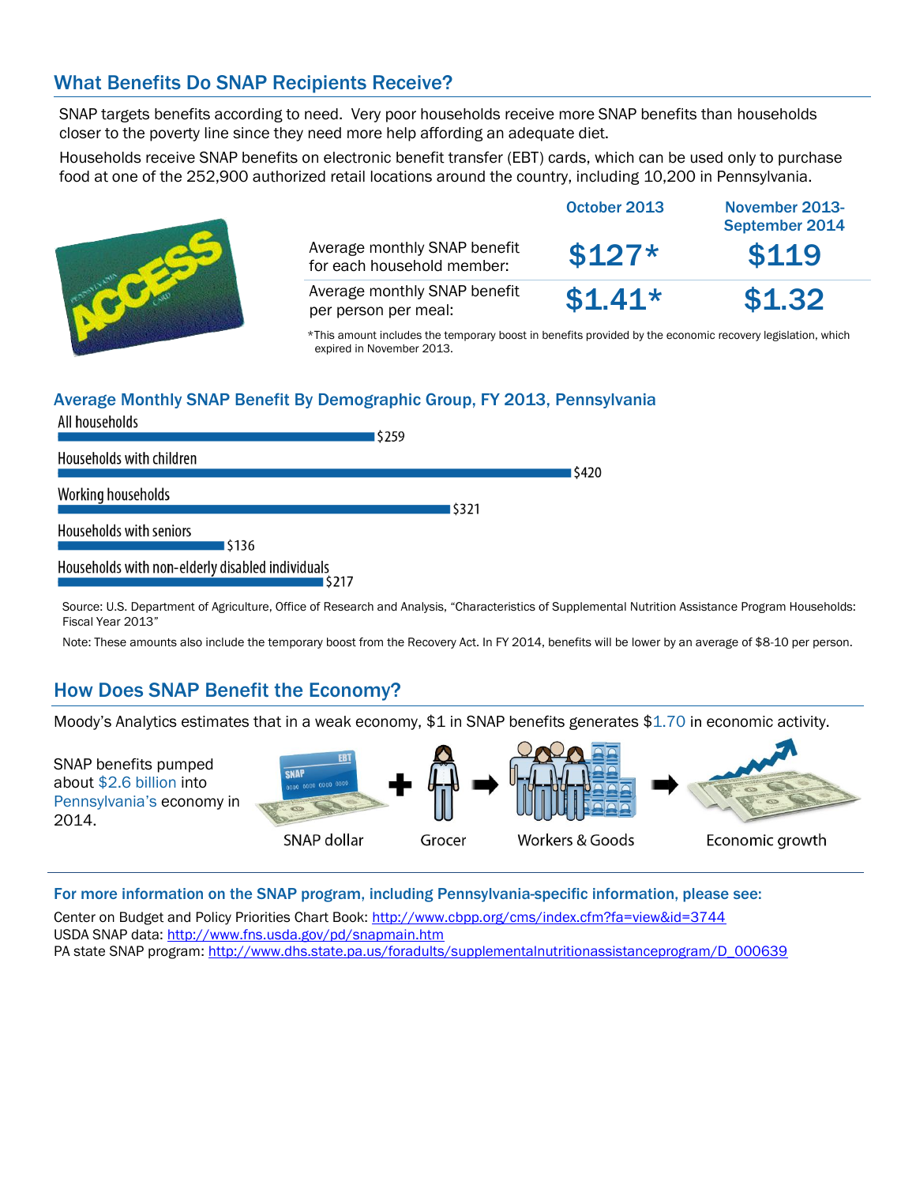## What Benefits Do SNAP Recipients Receive?

SNAP targets benefits according to need. Very poor households receive more SNAP benefits than households closer to the poverty line since they need more help affording an adequate diet.

Households receive SNAP benefits on electronic benefit transfer (EBT) cards, which can be used only to purchase food at one of the 252,900 authorized retail locations around the country, including 10,200 in Pennsylvania.

| | October 2013 | November 2013-September 2014 |
|---|---|---|
| Average monthly SNAP benefit for each household member: | $127* | $119 |
| Average monthly SNAP benefit per person per meal: | $1.41* | $1.32 |

*This amount includes the temporary boost in benefits provided by the economic recovery legislation, which expired in November 2013.

### Average Monthly SNAP Benefit By Demographic Group, FY 2013, Pennsylvania

All households
$259
Households with children
$420
Working households
$321
Households with seniors
$136
Households with non-elderly disabled individuals
$217

Source: U.S. Department of Agriculture, Office of Research and Analysis, "Characteristics of Supplemental Nutrition Assistance Program Households: Fiscal Year 2013"

Note: These amounts also include the temporary boost from the Recovery Act. In FY 2014, benefits will be lower by an average of $8-10 per person.

## How Does SNAP Benefit the Economy?

Moody's Analytics estimates that in a weak economy, $1 in SNAP benefits generates $1.70 in economic activity.

SNAP benefits pumped about $2.6 billion into Pennsylvania's economy in 2014.

SNAP dollar + Grocer → Workers & Goods → Economic growth

**For more information on the SNAP program, including Pennsylvania-specific information, please see:**

Center on Budget and Policy Priorities Chart Book: http://www.cbpp.org/cms/index.cfm?fa=view&id=3744
USDA SNAP data: http://www.fns.usda.gov/pd/snapmain.htm
PA state SNAP program: http://www.dhs.state.pa.us/foradults/supplementalnutritionassistanceprogram/D_000639